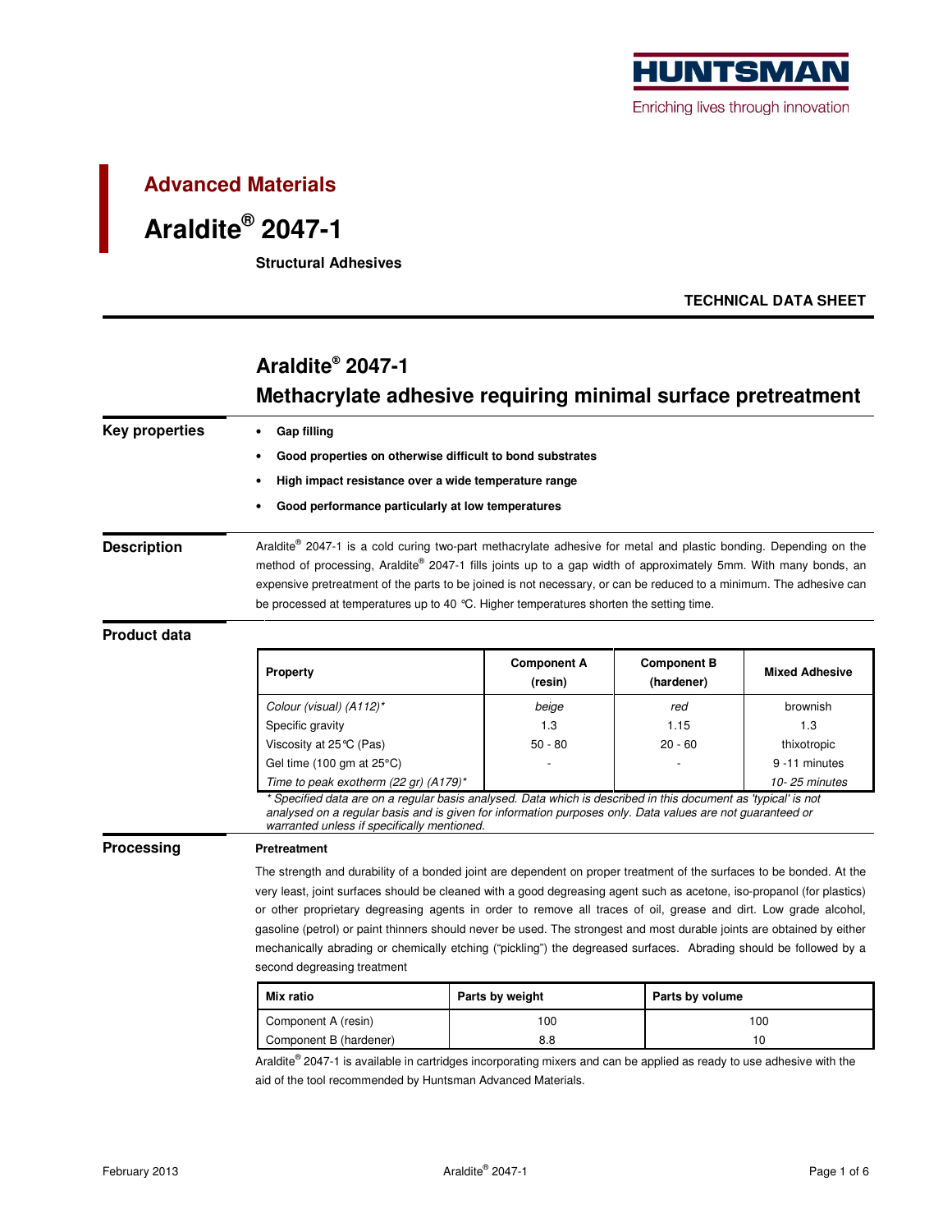Advanced Materials

# Araldite® 2047-1

**Structural Adhesives**

**TECHNICAL DATA SHEET**

## Araldite® 2047-1
## Methacrylate adhesive requiring minimal surface pretreatment

### Key properties

- **Gap filling**
- **Good properties on otherwise difficult to bond substrates**
- **High impact resistance over a wide temperature range**
- **Good performance particularly at low temperatures**

### Description

Araldite® 2047-1 is a cold curing two-part methacrylate adhesive for metal and plastic bonding. Depending on the method of processing, Araldite® 2047-1 fills joints up to a gap width of approximately 5mm. With many bonds, an expensive pretreatment of the parts to be joined is not necessary, or can be reduced to a minimum. The adhesive can be processed at temperatures up to 40 °C. Higher temperatures shorten the setting time.

### Product data

| Property | Component A (resin) | Component B (hardener) | Mixed Adhesive |
|---|---|---|---|
| *Colour (visual) (A112)** | *beige* | *red* | brownish |
| Specific gravity | 1.3 | 1.15 | 1.3 |
| Viscosity at 25°C (Pas) | 50 - 80 | 20 - 60 | thixotropic |
| Gel time (100 gm at 25°C) | - | - | 9 -11 minutes |
| *Time to peak exotherm (22 gr) (A179)** | | | *10- 25 minutes* |

*\* Specified data are on a regular basis analysed. Data which is described in this document as 'typical' is not analysed on a regular basis and is given for information purposes only. Data values are not guaranteed or warranted unless if specifically mentioned.*

### Processing

**Pretreatment**

The strength and durability of a bonded joint are dependent on proper treatment of the surfaces to be bonded. At the very least, joint surfaces should be cleaned with a good degreasing agent such as acetone, iso-propanol (for plastics) or other proprietary degreasing agents in order to remove all traces of oil, grease and dirt. Low grade alcohol, gasoline (petrol) or paint thinners should never be used. The strongest and most durable joints are obtained by either mechanically abrading or chemically etching ("pickling") the degreased surfaces. Abrading should be followed by a second degreasing treatment

| Mix ratio | Parts by weight | Parts by volume |
|---|---|---|
| Component A (resin) | 100 | 100 |
| Component B (hardener) | 8.8 | 10 |

Araldite® 2047-1 is available in cartridges incorporating mixers and can be applied as ready to use adhesive with the aid of the tool recommended by Huntsman Advanced Materials.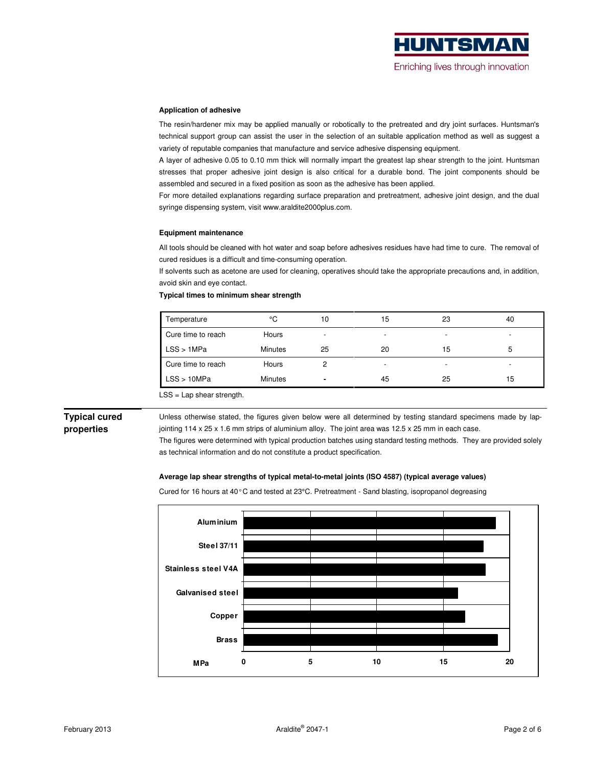#### Application of adhesive

The resin/hardener mix may be applied manually or robotically to the pretreated and dry joint surfaces. Huntsman's technical support group can assist the user in the selection of an suitable application method as well as suggest a variety of reputable companies that manufacture and service adhesive dispensing equipment.

A layer of adhesive 0.05 to 0.10 mm thick will normally impart the greatest lap shear strength to the joint. Huntsman stresses that proper adhesive joint design is also critical for a durable bond. The joint components should be assembled and secured in a fixed position as soon as the adhesive has been applied.

For more detailed explanations regarding surface preparation and pretreatment, adhesive joint design, and the dual syringe dispensing system, visit www.araldite2000plus.com.

#### Equipment maintenance

All tools should be cleaned with hot water and soap before adhesives residues have had time to cure. The removal of cured residues is a difficult and time-consuming operation.

If solvents such as acetone are used for cleaning, operatives should take the appropriate precautions and, in addition, avoid skin and eye contact.

**Typical times to minimum shear strength**

| Temperature | °C | 10 | 15 | 23 | 40 |
|---|---|---|---|---|---|
| Cure time to reach | Hours | - | - | - | - |
| LSS > 1MPa | Minutes | 25 | 20 | 15 | 5 |
| Cure time to reach | Hours | 2 | - | - | - |
| LSS > 10MPa | Minutes | - | 45 | 25 | 15 |

LSS = Lap shear strength.

## Typical cured properties

Unless otherwise stated, the figures given below were all determined by testing standard specimens made by lap-jointing 114 x 25 x 1.6 mm strips of aluminium alloy. The joint area was 12.5 x 25 mm in each case.

The figures were determined with typical production batches using standard testing methods. They are provided solely as technical information and do not constitute a product specification.

**Average lap shear strengths of typical metal-to-metal joints (ISO 4587) (typical average values)**

Cured for 16 hours at 40°C and tested at 23°C. Pretreatment - Sand blasting, isopropanol degreasing

| Substrate | MPa (approx.) |
|---|---|
| Aluminium | 19 |
| Steel 37/11 | 18 |
| Stainless steel V4A | 18 |
| Galvanised steel | 16 |
| Copper | 16.5 |
| Brass | 19 |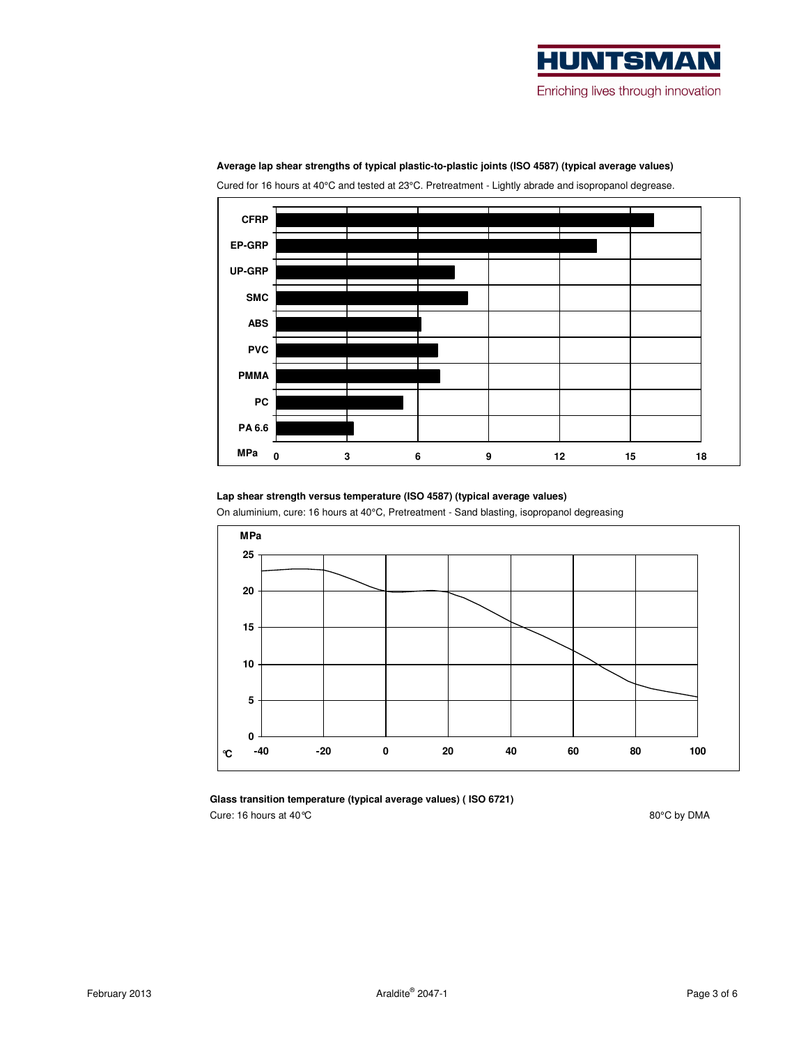**Average lap shear strengths of typical plastic-to-plastic joints (ISO 4587) (typical average values)**

Cured for 16 hours at 40°C and tested at 23°C. Pretreatment - Lightly abrade and isopropanol degrease.

**Lap shear strength versus temperature (ISO 4587) (typical average values)**

On aluminium, cure: 16 hours at 40°C, Pretreatment - Sand blasting, isopropanol degreasing

**Glass transition temperature (typical average values) ( ISO 6721)**

Cure: 16 hours at 40°C — 80°C by DMA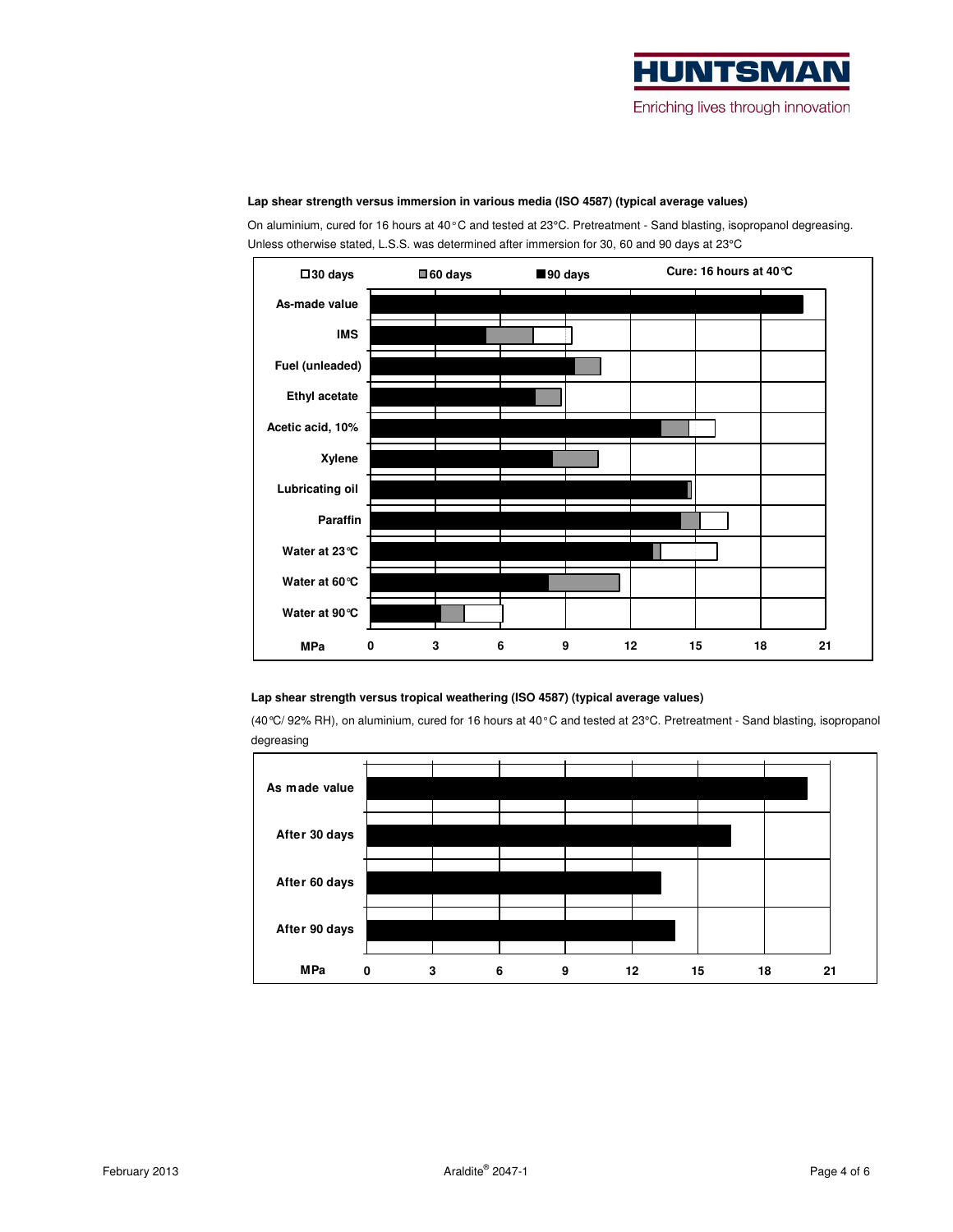**Lap shear strength versus immersion in various media (ISO 4587) (typical average values)**

On aluminium, cured for 16 hours at 40°C and tested at 23°C. Pretreatment - Sand blasting, isopropanol degreasing. Unless otherwise stated, L.S.S. was determined after immersion for 30, 60 and 90 days at 23°C

☐30 days ▩60 days ■90 days Cure: 16 hours at 40°C

| Medium |
|---|
| As-made value |
| IMS |
| Fuel (unleaded) |
| Ethyl acetate |
| Acetic acid, 10% |
| Xylene |
| Lubricating oil |
| Paraffin |
| Water at 23°C |
| Water at 60°C |
| Water at 90°C |

MPa 0 3 6 9 12 15 18 21

**Lap shear strength versus tropical weathering (ISO 4587) (typical average values)**

(40°C/ 92% RH), on aluminium, cured for 16 hours at 40°C and tested at 23°C. Pretreatment - Sand blasting, isopropanol degreasing

| Condition |
|---|
| As made value |
| After 30 days |
| After 60 days |
| After 90 days |

MPa 0 3 6 9 12 15 18 21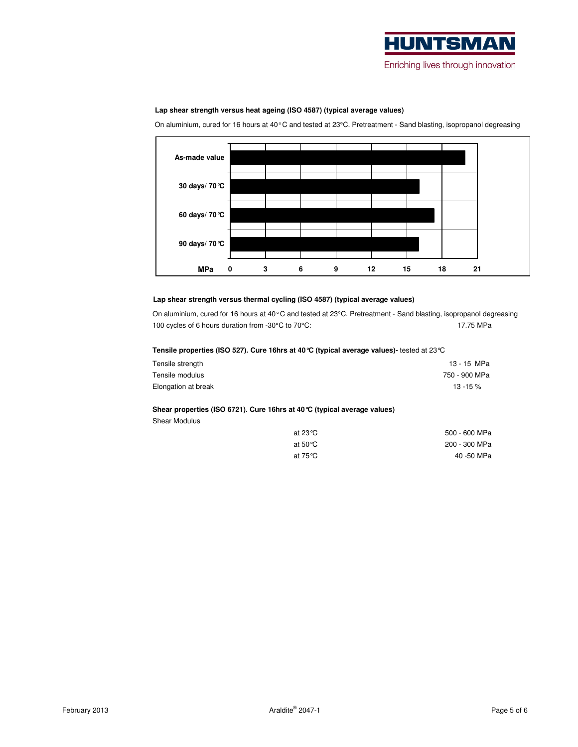**Lap shear strength versus heat ageing (ISO 4587) (typical average values)**

On aluminium, cured for 16 hours at 40°C and tested at 23°C. Pretreatment - Sand blasting, isopropanol degreasing

| |
|---|
| As-made value |
| 30 days/ 70°C |
| 60 days/ 70°C |
| 90 days/ 70°C |
| MPa: 0, 3, 6, 9, 12, 15, 18, 21 |

**Lap shear strength versus thermal cycling (ISO 4587) (typical average values)**

On aluminium, cured for 16 hours at 40°C and tested at 23°C. Pretreatment - Sand blasting, isopropanol degreasing

100 cycles of 6 hours duration from -30°C to 70°C: 17.75 MPa

**Tensile properties (ISO 527). Cure 16hrs at 40°C (typical average values)-** tested at 23°C

| | |
|---|---|
| Tensile strength | 13 - 15 MPa |
| Tensile modulus | 750 - 900 MPa |
| Elongation at break | 13 -15 % |

**Shear properties (ISO 6721). Cure 16hrs at 40°C (typical average values)**

Shear Modulus

| | | |
|---|---|---|
| | at 23°C | 500 - 600 MPa |
| | at 50°C | 200 - 300 MPa |
| | at 75°C | 40 -50 MPa |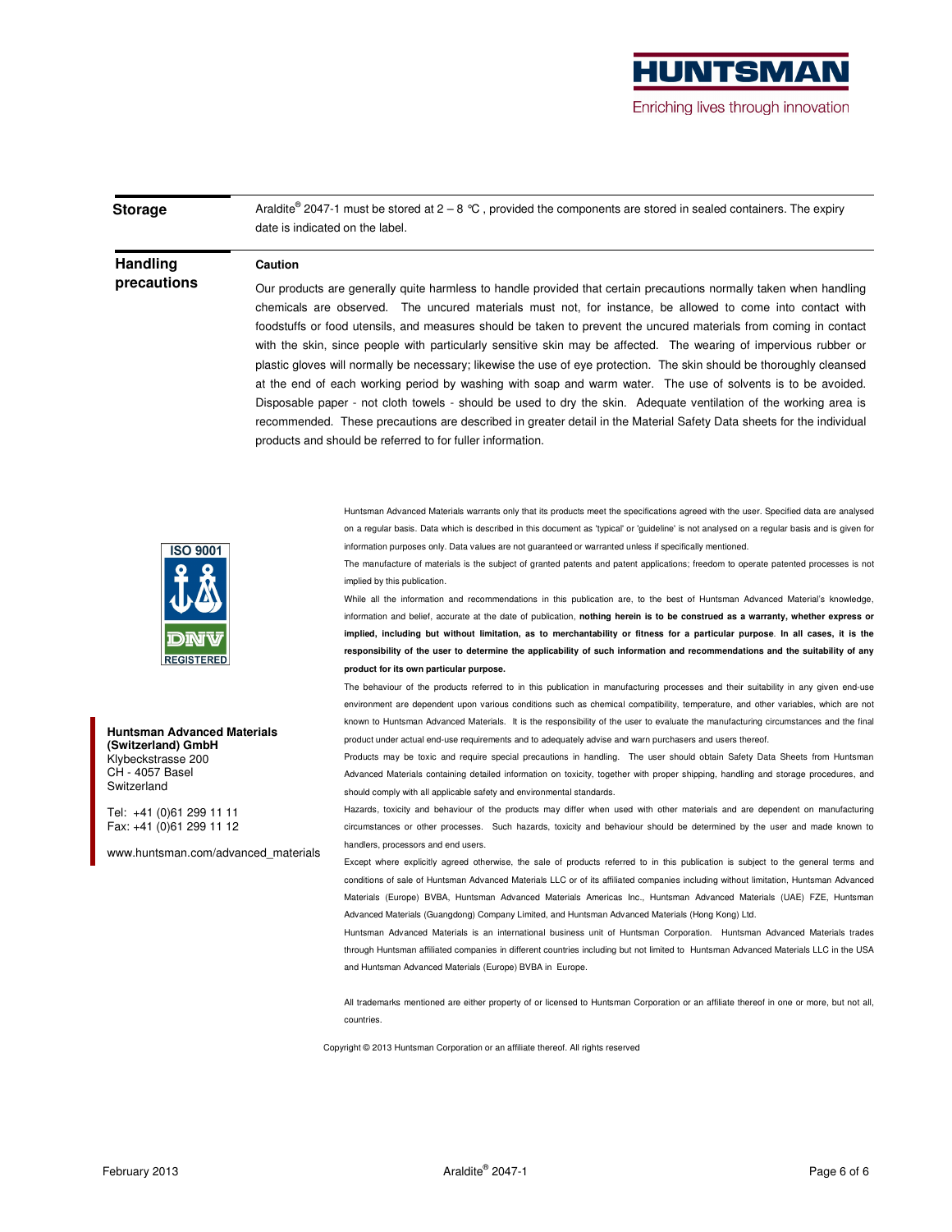## Storage

Araldite® 2047-1 must be stored at 2 – 8 °C , provided the components are stored in sealed containers. The expiry date is indicated on the label.

## Handling precautions

**Caution**

Our products are generally quite harmless to handle provided that certain precautions normally taken when handling chemicals are observed. The uncured materials must not, for instance, be allowed to come into contact with foodstuffs or food utensils, and measures should be taken to prevent the uncured materials from coming in contact with the skin, since people with particularly sensitive skin may be affected. The wearing of impervious rubber or plastic gloves will normally be necessary; likewise the use of eye protection. The skin should be thoroughly cleansed at the end of each working period by washing with soap and warm water. The use of solvents is to be avoided. Disposable paper - not cloth towels - should be used to dry the skin. Adequate ventilation of the working area is recommended. These precautions are described in greater detail in the Material Safety Data sheets for the individual products and should be referred to for fuller information.

ISO 9001
DNV
REGISTERED

**Huntsman Advanced Materials (Switzerland) GmbH**
Klybeckstrasse 200
CH - 4057 Basel
Switzerland

Tel: +41 (0)61 299 11 11
Fax: +41 (0)61 299 11 12

www.huntsman.com/advanced_materials

Huntsman Advanced Materials warrants only that its products meet the specifications agreed with the user. Specified data are analysed on a regular basis. Data which is described in this document as 'typical' or 'guideline' is not analysed on a regular basis and is given for information purposes only. Data values are not guaranteed or warranted unless if specifically mentioned.

The manufacture of materials is the subject of granted patents and patent applications; freedom to operate patented processes is not implied by this publication.

While all the information and recommendations in this publication are, to the best of Huntsman Advanced Material's knowledge, information and belief, accurate at the date of publication, **nothing herein is to be construed as a warranty, whether express or implied, including but without limitation, as to merchantability or fitness for a particular purpose**. **In all cases, it is the responsibility of the user to determine the applicability of such information and recommendations and the suitability of any product for its own particular purpose.**

The behaviour of the products referred to in this publication in manufacturing processes and their suitability in any given end-use environment are dependent upon various conditions such as chemical compatibility, temperature, and other variables, which are not known to Huntsman Advanced Materials. It is the responsibility of the user to evaluate the manufacturing circumstances and the final product under actual end-use requirements and to adequately advise and warn purchasers and users thereof.

Products may be toxic and require special precautions in handling. The user should obtain Safety Data Sheets from Huntsman Advanced Materials containing detailed information on toxicity, together with proper shipping, handling and storage procedures, and should comply with all applicable safety and environmental standards.

Hazards, toxicity and behaviour of the products may differ when used with other materials and are dependent on manufacturing circumstances or other processes. Such hazards, toxicity and behaviour should be determined by the user and made known to handlers, processors and end users.

Except where explicitly agreed otherwise, the sale of products referred to in this publication is subject to the general terms and conditions of sale of Huntsman Advanced Materials LLC or of its affiliated companies including without limitation, Huntsman Advanced Materials (Europe) BVBA, Huntsman Advanced Materials Americas Inc., Huntsman Advanced Materials (UAE) FZE, Huntsman Advanced Materials (Guangdong) Company Limited, and Huntsman Advanced Materials (Hong Kong) Ltd.

Huntsman Advanced Materials is an international business unit of Huntsman Corporation. Huntsman Advanced Materials trades through Huntsman affiliated companies in different countries including but not limited to Huntsman Advanced Materials LLC in the USA and Huntsman Advanced Materials (Europe) BVBA in Europe.

All trademarks mentioned are either property of or licensed to Huntsman Corporation or an affiliate thereof in one or more, but not all, countries.

Copyright © 2013 Huntsman Corporation or an affiliate thereof. All rights reserved